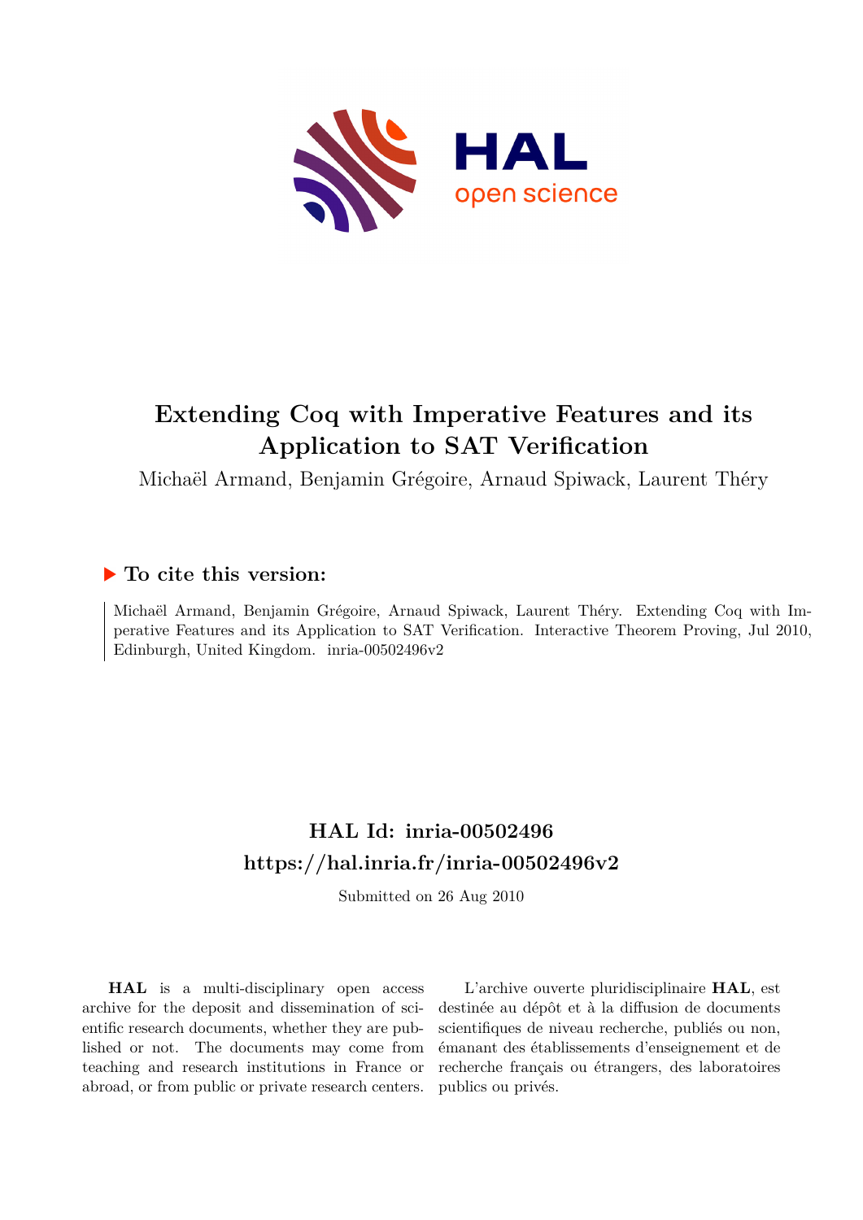# Extending Coq with Imperative Features and its Application to SAT Verification

Michaël Armand, Benjamin Grégoire, Arnaud Spiwack, Laurent Théry

## ▶ To cite this version:

Michaël Armand, Benjamin Grégoire, Arnaud Spiwack, Laurent Théry. Extending Coq with Imperative Features and its Application to SAT Verification. Interactive Theorem Proving, Jul 2010, Edinburgh, United Kingdom. inria-00502496v2

## HAL Id: inria-00502496
## https://hal.inria.fr/inria-00502496v2

Submitted on 26 Aug 2010

**HAL** is a multi-disciplinary open access archive for the deposit and dissemination of scientific research documents, whether they are published or not. The documents may come from teaching and research institutions in France or abroad, or from public or private research centers.

L'archive ouverte pluridisciplinaire **HAL**, est destinée au dépôt et à la diffusion de documents scientifiques de niveau recherche, publiés ou non, émanant des établissements d'enseignement et de recherche français ou étrangers, des laboratoires publics ou privés.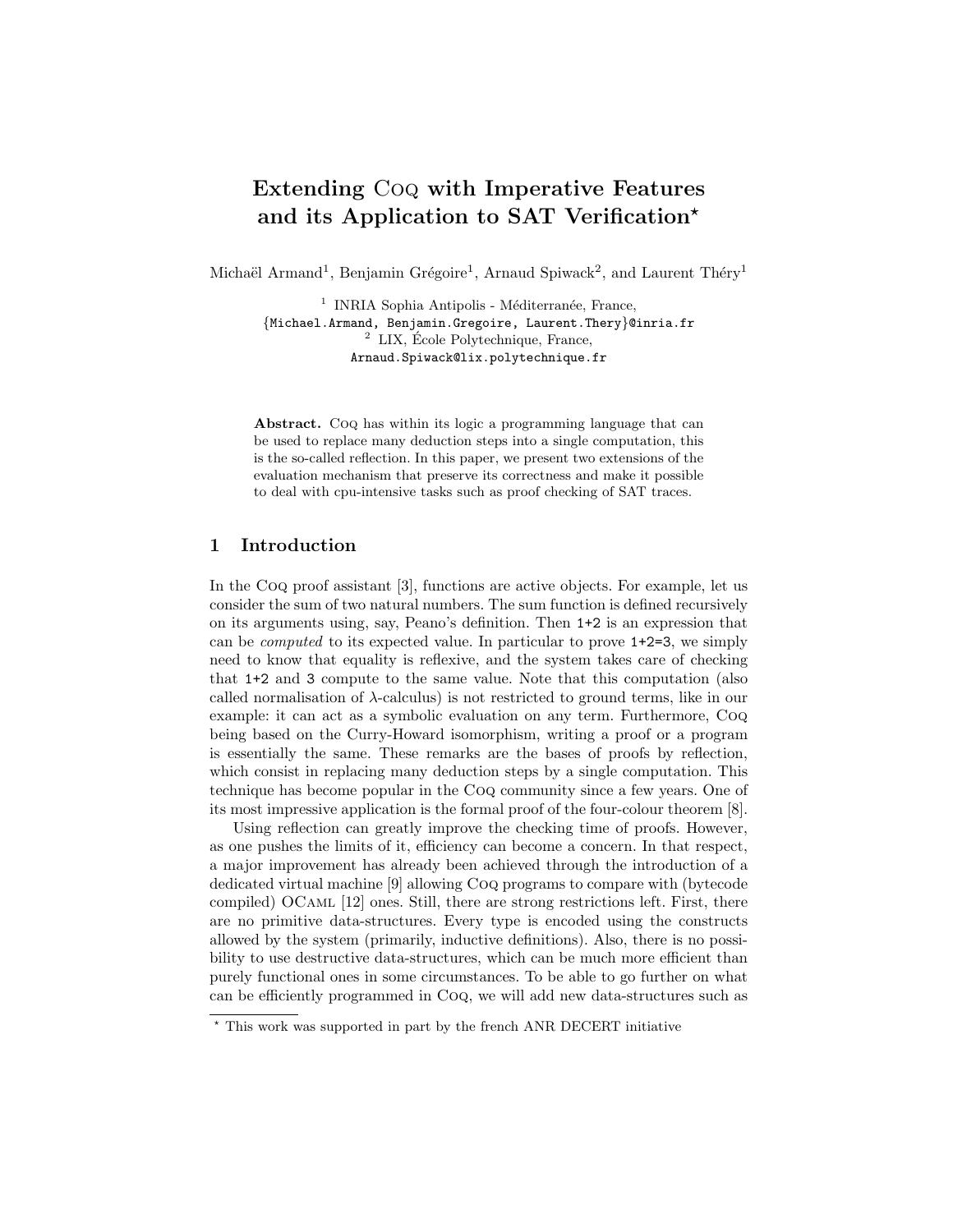# Extending Coq with Imperative Features and its Application to SAT Verification*

Michaël Armand[1], Benjamin Grégoire[1], Arnaud Spiwack[2], and Laurent Théry[1]

[1] INRIA Sophia Antipolis - Méditerranée, France,
{Michael.Armand, Benjamin.Gregoire, Laurent.Thery}@inria.fr
[2] LIX, École Polytechnique, France,
Arnaud.Spiwack@lix.polytechnique.fr

**Abstract.** Coq has within its logic a programming language that can be used to replace many deduction steps into a single computation, this is the so-called reflection. In this paper, we present two extensions of the evaluation mechanism that preserve its correctness and make it possible to deal with cpu-intensive tasks such as proof checking of SAT traces.

## 1 Introduction

In the Coq proof assistant [3], functions are active objects. For example, let us consider the sum of two natural numbers. The sum function is defined recursively on its arguments using, say, Peano's definition. Then `1+2` is an expression that can be *computed* to its expected value. In particular to prove `1+2=3`, we simply need to know that equality is reflexive, and the system takes care of checking that `1+2` and `3` compute to the same value. Note that this computation (also called normalisation of $\lambda$-calculus) is not restricted to ground terms, like in our example: it can act as a symbolic evaluation on any term. Furthermore, Coq being based on the Curry-Howard isomorphism, writing a proof or a program is essentially the same. These remarks are the bases of proofs by reflection, which consist in replacing many deduction steps by a single computation. This technique has become popular in the Coq community since a few years. One of its most impressive application is the formal proof of the four-colour theorem [8].

Using reflection can greatly improve the checking time of proofs. However, as one pushes the limits of it, efficiency can become a concern. In that respect, a major improvement has already been achieved through the introduction of a dedicated virtual machine [9] allowing Coq programs to compare with (bytecode compiled) OCaml [12] ones. Still, there are strong restrictions left. First, there are no primitive data-structures. Every type is encoded using the constructs allowed by the system (primarily, inductive definitions). Also, there is no possibility to use destructive data-structures, which can be much more efficient than purely functional ones in some circumstances. To be able to go further on what can be efficiently programmed in Coq, we will add new data-structures such as

* This work was supported in part by the french ANR DECERT initiative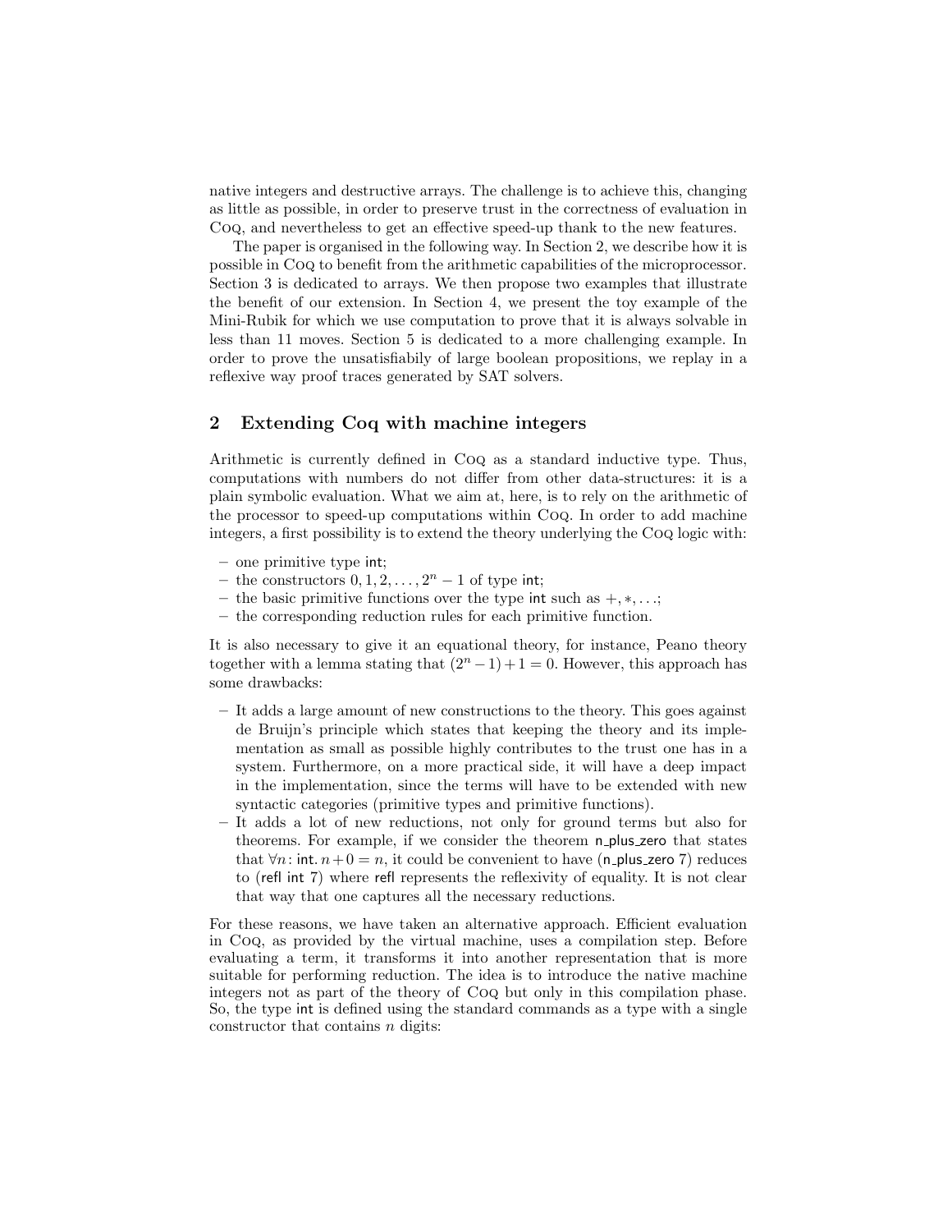native integers and destructive arrays. The challenge is to achieve this, changing as little as possible, in order to preserve trust in the correctness of evaluation in Coq, and nevertheless to get an effective speed-up thank to the new features.

The paper is organised in the following way. In Section 2, we describe how it is possible in Coq to benefit from the arithmetic capabilities of the microprocessor. Section 3 is dedicated to arrays. We then propose two examples that illustrate the benefit of our extension. In Section 4, we present the toy example of the Mini-Rubik for which we use computation to prove that it is always solvable in less than 11 moves. Section 5 is dedicated to a more challenging example. In order to prove the unsatisfiabily of large boolean propositions, we replay in a reflexive way proof traces generated by SAT solvers.

## 2 Extending Coq with machine integers

Arithmetic is currently defined in Coq as a standard inductive type. Thus, computations with numbers do not differ from other data-structures: it is a plain symbolic evaluation. What we aim at, here, is to rely on the arithmetic of the processor to speed-up computations within Coq. In order to add machine integers, a first possibility is to extend the theory underlying the Coq logic with:

- one primitive type int;
- the constructors $0, 1, 2, \ldots, 2^n - 1$ of type int;
- the basic primitive functions over the type int such as $+, *, \ldots$;
- the corresponding reduction rules for each primitive function.

It is also necessary to give it an equational theory, for instance, Peano theory together with a lemma stating that $(2^n - 1) + 1 = 0$. However, this approach has some drawbacks:

- It adds a large amount of new constructions to the theory. This goes against de Bruijn's principle which states that keeping the theory and its implementation as small as possible highly contributes to the trust one has in a system. Furthermore, on a more practical side, it will have a deep impact in the implementation, since the terms will have to be extended with new syntactic categories (primitive types and primitive functions).
- It adds a lot of new reductions, not only for ground terms but also for theorems. For example, if we consider the theorem n_plus_zero that states that $\forall n\colon \mathsf{int}.\, n + 0 = n$, it could be convenient to have (n_plus_zero 7) reduces to (refl int 7) where refl represents the reflexivity of equality. It is not clear that way that one captures all the necessary reductions.

For these reasons, we have taken an alternative approach. Efficient evaluation in Coq, as provided by the virtual machine, uses a compilation step. Before evaluating a term, it transforms it into another representation that is more suitable for performing reduction. The idea is to introduce the native machine integers not as part of the theory of Coq but only in this compilation phase. So, the type int is defined using the standard commands as a type with a single constructor that contains $n$ digits: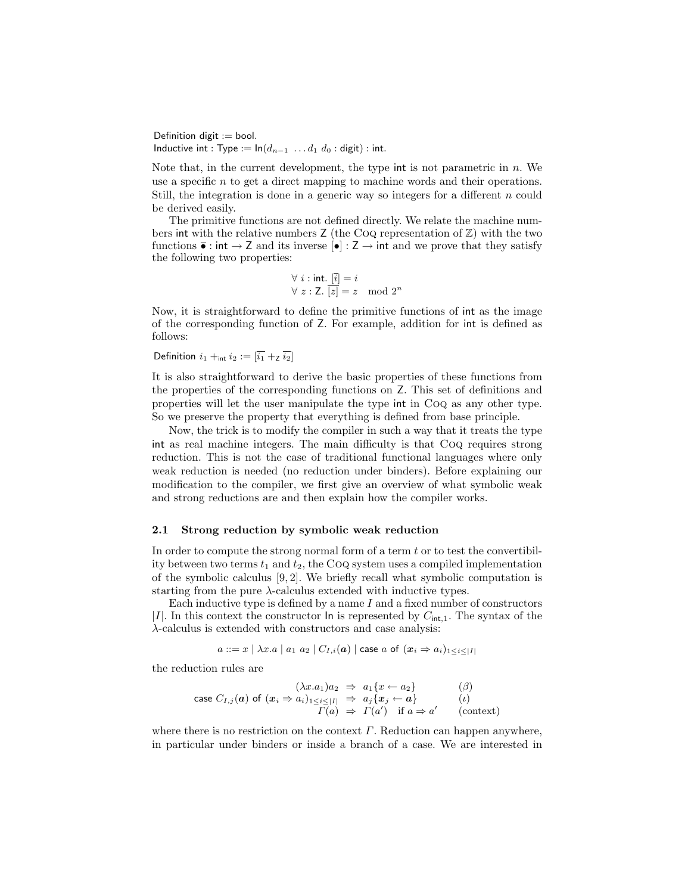Definition digit := bool.
Inductive int : Type := In($d_{n-1}$ ... $d_1$ $d_0$ : digit) : int.

Note that, in the current development, the type int is not parametric in $n$. We use a specific $n$ to get a direct mapping to machine words and their operations. Still, the integration is done in a generic way so integers for a different $n$ could be derived easily.

The primitive functions are not defined directly. We relate the machine numbers int with the relative numbers Z (the Coq representation of $\mathbb{Z}$) with the two functions $\overline{\bullet}$ : int $\rightarrow$ Z and its inverse $[\bullet]$ : Z $\rightarrow$ int and we prove that they satisfy the following two properties:

$$\forall\ i : \mathsf{int}.\ [\overline{i}] = i$$
$$\forall\ z : \mathsf{Z}.\ \overline{[z]} = z \mod 2^n$$

Now, it is straightforward to define the primitive functions of int as the image of the corresponding function of Z. For example, addition for int is defined as follows:

Definition $i_1 +_{\mathsf{int}} i_2 := [\overline{i_1} +_{\mathsf{Z}} \overline{i_2}]$

It is also straightforward to derive the basic properties of these functions from the properties of the corresponding functions on Z. This set of definitions and properties will let the user manipulate the type int in Coq as any other type. So we preserve the property that everything is defined from base principle.

Now, the trick is to modify the compiler in such a way that it treats the type int as real machine integers. The main difficulty is that Coq requires strong reduction. This is not the case of traditional functional languages where only weak reduction is needed (no reduction under binders). Before explaining our modification to the compiler, we first give an overview of what symbolic weak and strong reductions are and then explain how the compiler works.

### 2.1 Strong reduction by symbolic weak reduction

In order to compute the strong normal form of a term $t$ or to test the convertibility between two terms $t_1$ and $t_2$, the Coq system uses a compiled implementation of the symbolic calculus [9, 2]. We briefly recall what symbolic computation is starting from the pure $\lambda$-calculus extended with inductive types.

Each inductive type is defined by a name $I$ and a fixed number of constructors $|I|$. In this context the constructor In is represented by $C_{\mathsf{int},1}$. The syntax of the $\lambda$-calculus is extended with constructors and case analysis:

$$a ::= x \mid \lambda x.a \mid a_1\ a_2 \mid C_{I,i}(\boldsymbol{a}) \mid \mathsf{case}\ a\ \mathsf{of}\ (\boldsymbol{x}_i \Rightarrow a_i)_{1\leq i\leq |I|}$$

the reduction rules are

$$\begin{array}{rcll} (\lambda x.a_1)a_2 & \Rightarrow & a_1\{x \leftarrow a_2\} & (\beta) \\ \mathsf{case}\ C_{I,j}(\boldsymbol{a})\ \mathsf{of}\ (\boldsymbol{x}_i \Rightarrow a_i)_{1\leq i\leq |I|} & \Rightarrow & a_j\{\boldsymbol{x}_j \leftarrow \boldsymbol{a}\} & (\iota) \\ \Gamma(a) & \Rightarrow & \Gamma(a') \quad \text{if } a \Rightarrow a' & (\text{context}) \end{array}$$

where there is no restriction on the context $\Gamma$. Reduction can happen anywhere, in particular under binders or inside a branch of a case. We are interested in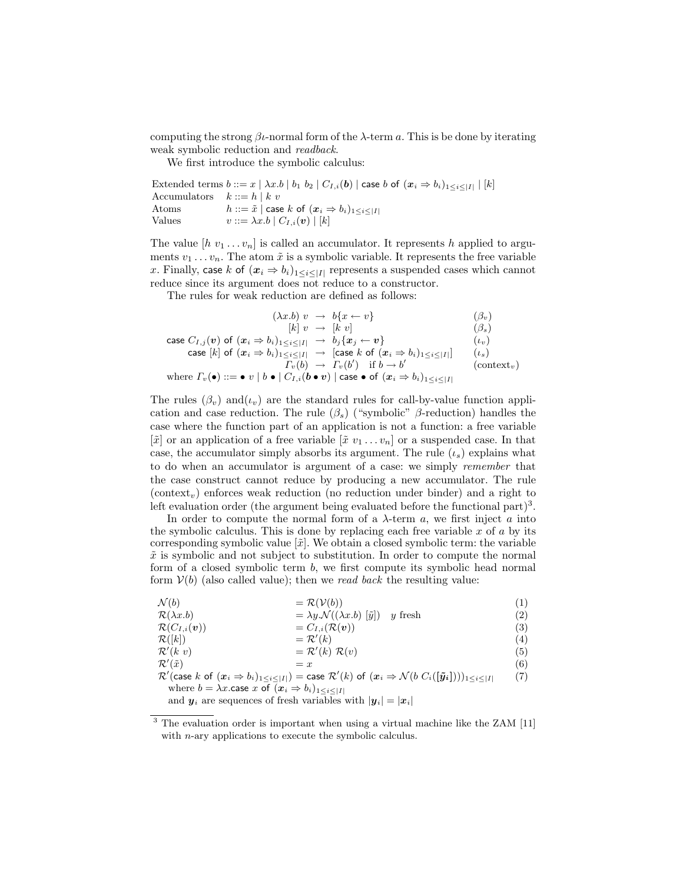computing the strong $\beta\iota$-normal form of the $\lambda$-term $a$. This is be done by iterating weak symbolic reduction and *readback*.

We first introduce the symbolic calculus:

$$
\begin{array}{ll}
\text{Extended terms} & b ::= x \mid \lambda x.b \mid b_1\ b_2 \mid C_{I,i}(\boldsymbol{b}) \mid \mathsf{case}\ b\ \mathsf{of}\ (\boldsymbol{x}_i \Rightarrow b_i)_{1\leq i\leq |I|} \mid [k] \\
\text{Accumulators} & k ::= h \mid k\ v \\
\text{Atoms} & h ::= \tilde{x} \mid \mathsf{case}\ k\ \mathsf{of}\ (\boldsymbol{x}_i \Rightarrow b_i)_{1\leq i\leq |I|} \\
\text{Values} & v ::= \lambda x.b \mid C_{I,i}(\boldsymbol{v}) \mid [k]
\end{array}
$$

The value $[h\ v_1 \ldots v_n]$ is called an accumulator. It represents $h$ applied to arguments $v_1 \ldots v_n$. The atom $\tilde{x}$ is a symbolic variable. It represents the free variable $x$. Finally, $\mathsf{case}\ k\ \mathsf{of}\ (\boldsymbol{x}_i \Rightarrow b_i)_{1\leq i\leq |I|}$ represents a suspended cases which cannot reduce since its argument does not reduce to a constructor.

The rules for weak reduction are defined as follows:

$$
\begin{array}{rcll}
(\lambda x.b)\ v & \rightarrow & b\{x \leftarrow v\} & (\beta_v) \\
[k]\ v & \rightarrow & [k\ v] & (\beta_s) \\
\mathsf{case}\ C_{I,j}(\boldsymbol{v})\ \mathsf{of}\ (\boldsymbol{x}_i \Rightarrow b_i)_{1\leq i\leq |I|} & \rightarrow & b_j\{\boldsymbol{x}_j \leftarrow \boldsymbol{v}\} & (\iota_v) \\
\mathsf{case}\ [k]\ \mathsf{of}\ (\boldsymbol{x}_i \Rightarrow b_i)_{1\leq i\leq |I|} & \rightarrow & [\mathsf{case}\ k\ \mathsf{of}\ (\boldsymbol{x}_i \Rightarrow b_i)_{1\leq i\leq |I|}] & (\iota_s) \\
\Gamma_v(b) & \rightarrow & \Gamma_v(b') \quad \text{if } b \rightarrow b' & (\text{context}_v) \\
\multicolumn{4}{l}{\text{where } \Gamma_v(\bullet) ::= \bullet\ v \mid b\ \bullet \mid C_{I,i}(\boldsymbol{b} \bullet \boldsymbol{v}) \mid \mathsf{case}\ \bullet\ \mathsf{of}\ (\boldsymbol{x}_i \Rightarrow b_i)_{1\leq i\leq |I|}}
\end{array}
$$

The rules $(\beta_v)$ and$(\iota_v)$ are the standard rules for call-by-value function application and case reduction. The rule $(\beta_s)$ ("symbolic" $\beta$-reduction) handles the case where the function part of an application is not a function: a free variable $[\tilde{x}]$ or an application of a free variable $[\tilde{x}\ v_1 \ldots v_n]$ or a suspended case. In that case, the accumulator simply absorbs its argument. The rule $(\iota_s)$ explains what to do when an accumulator is argument of a case: we simply *remember* that the case construct cannot reduce by producing a new accumulator. The rule $(\text{context}_v)$ enforces weak reduction (no reduction under binder) and a right to left evaluation order (the argument being evaluated before the functional part)[3].

In order to compute the normal form of a $\lambda$-term $a$, we first inject $a$ into the symbolic calculus. This is done by replacing each free variable $x$ of $a$ by its corresponding symbolic value $[\tilde{x}]$. We obtain a closed symbolic term: the variable $\tilde{x}$ is symbolic and not subject to substitution. In order to compute the normal form of a closed symbolic term $b$, we first compute its symbolic head normal form $\mathcal{V}(b)$ (also called value); then we *read back* the resulting value:

$$
\begin{array}{lll}
\mathcal{N}(b) & = \mathcal{R}(\mathcal{V}(b)) & (1) \\
\mathcal{R}(\lambda x.b) & = \lambda y.\mathcal{N}((\lambda x.b)\ [\tilde{y}]) \quad y \text{ fresh} & (2) \\
\mathcal{R}(C_{I,i}(\boldsymbol{v})) & = C_{I,i}(\mathcal{R}(\boldsymbol{v})) & (3) \\
\mathcal{R}([k]) & = \mathcal{R}'(k) & (4) \\
\mathcal{R}'(k\ v) & = \mathcal{R}'(k)\ \mathcal{R}(v) & (5) \\
\mathcal{R}'(\tilde{x}) & = x & (6) \\
\mathcal{R}'(\mathsf{case}\ k\ \mathsf{of}\ (\boldsymbol{x}_i \Rightarrow b_i)_{1\leq i\leq |I|}) & = \mathsf{case}\ \mathcal{R}'(k)\ \mathsf{of}\ (\boldsymbol{x}_i \Rightarrow \mathcal{N}(b\ C_i([\tilde{\boldsymbol{y}}_i])))_{1\leq i\leq |I|} & (7)
\end{array}
$$

where $b = \lambda x.\mathsf{case}\ x\ \mathsf{of}\ (\boldsymbol{x}_i \Rightarrow b_i)_{1\leq i\leq |I|}$
and $\boldsymbol{y}_i$ are sequences of fresh variables with $|\boldsymbol{y}_i| = |\boldsymbol{x}_i|$

---

[3] The evaluation order is important when using a virtual machine like the ZAM [11] with $n$-ary applications to execute the symbolic calculus.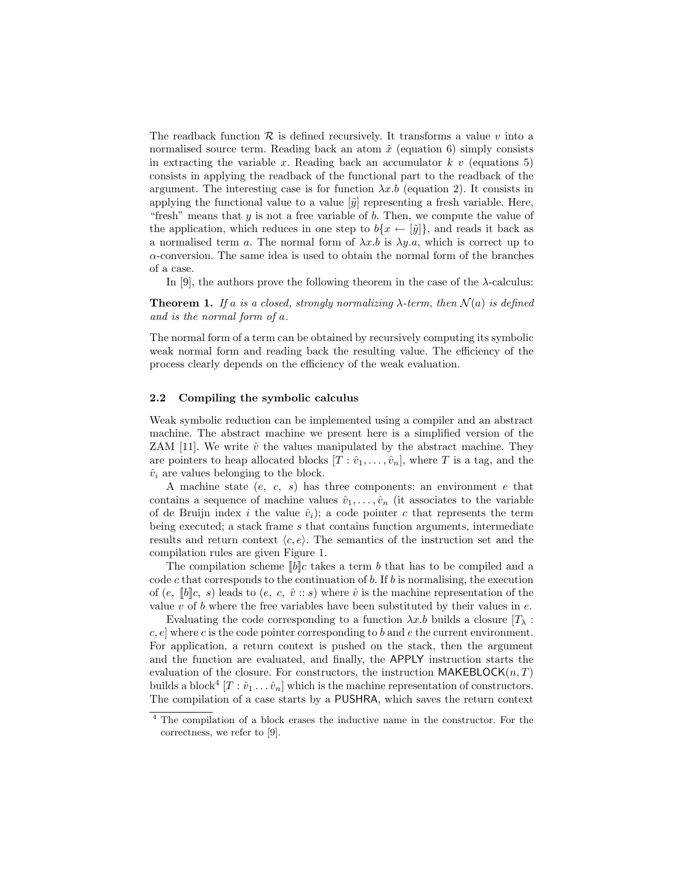The readback function $\mathcal{R}$ is defined recursively. It transforms a value $v$ into a normalised source term. Reading back an atom $\tilde{x}$ (equation 6) simply consists in extracting the variable $x$. Reading back an accumulator $k\ v$ (equations 5) consists in applying the readback of the functional part to the readback of the argument. The interesting case is for function $\lambda x.b$ (equation 2). It consists in applying the functional value to a value $[\tilde{y}]$ representing a fresh variable. Here, "fresh" means that $y$ is not a free variable of $b$. Then, we compute the value of the application, which reduces in one step to $b\{x \leftarrow [\tilde{y}]\}$, and reads it back as a normalised term $a$. The normal form of $\lambda x.b$ is $\lambda y.a$, which is correct up to $\alpha$-conversion. The same idea is used to obtain the normal form of the branches of a case.

In [9], the authors prove the following theorem in the case of the $\lambda$-calculus:

**Theorem 1.** *If $a$ is a closed, strongly normalizing $\lambda$-term, then $\mathcal{N}(a)$ is defined and is the normal form of $a$.*

The normal form of a term can be obtained by recursively computing its symbolic weak normal form and reading back the resulting value. The efficiency of the process clearly depends on the efficiency of the weak evaluation.

### 2.2 Compiling the symbolic calculus

Weak symbolic reduction can be implemented using a compiler and an abstract machine. The abstract machine we present here is a simplified version of the ZAM [11]. We write $\hat{v}$ the values manipulated by the abstract machine. They are pointers to heap allocated blocks $[T : \hat{v}_1, \ldots, \hat{v}_n]$, where $T$ is a tag, and the $\hat{v}_i$ are values belonging to the block.

A machine state $(e,\ c,\ s)$ has three components: an environment $e$ that contains a sequence of machine values $\hat{v}_1, \ldots, \hat{v}_n$ (it associates to the variable of de Bruijn index $i$ the value $\hat{v}_i$); a code pointer $c$ that represents the term being executed; a stack frame $s$ that contains function arguments, intermediate results and return context $\langle c, e\rangle$. The semantics of the instruction set and the compilation rules are given Figure 1.

The compilation scheme $[\![b]\!]c$ takes a term $b$ that has to be compiled and a code $c$ that corresponds to the continuation of $b$. If $b$ is normalising, the execution of $(e,\ [\![b]\!]c,\ s)$ leads to $(e,\ c,\ \hat{v} :: s)$ where $\hat{v}$ is the machine representation of the value $v$ of $b$ where the free variables have been substituted by their values in $e$.

Evaluating the code corresponding to a function $\lambda x.b$ builds a closure $[T_\lambda : c, e]$ where $c$ is the code pointer corresponding to $b$ and $e$ the current environment. For application, a return context is pushed on the stack, then the argument and the function are evaluated, and finally, the APPLY instruction starts the evaluation of the closure. For constructors, the instruction MAKEBLOCK$(n, T)$ builds a block[4] $[T : \hat{v}_1 \ldots \hat{v}_n]$ which is the machine representation of constructors. The compilation of a case starts by a PUSHRA, which saves the return context

[4] The compilation of a block erases the inductive name in the constructor. For the correctness, we refer to [9].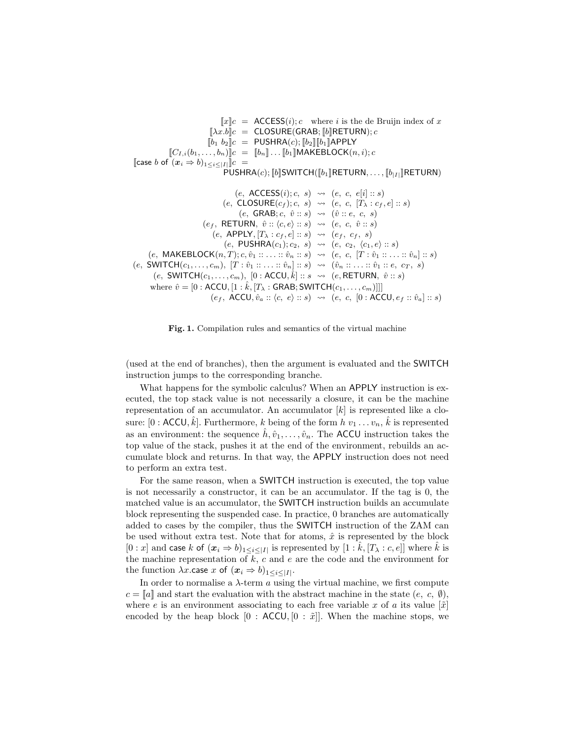$$
\begin{aligned}
[\![x]\!]c &= \mathsf{ACCESS}(i); c \quad \text{where } i \text{ is the de Bruijn index of } x\\
[\![\lambda x.b]\!]c &= \mathsf{CLOSURE}(\mathsf{GRAB}; [\![b]\!]\mathsf{RETURN}); c\\
[\![b_1\ b_2]\!]c &= \mathsf{PUSHRA}(c); [\![b_2]\!][\![b_1]\!]\mathsf{APPLY}\\
[\![C_{I,i}(b_1,\ldots,b_n)]\!]c &= [\![b_n]\!]\ldots[\![b_1]\!]\mathsf{MAKEBLOCK}(n,i); c\\
[\![\mathsf{case}\ b\ \mathsf{of}\ (\boldsymbol{x}_i \Rightarrow b)_{1\le i\le |I|}]\!]c &= \\
&\quad \mathsf{PUSHRA}(c); [\![b]\!]\mathsf{SWITCH}([\![b_1]\!]\mathsf{RETURN},\ldots,[\![b_{|I|}]\!]\mathsf{RETURN})
\end{aligned}
$$

$$
\begin{aligned}
(e,\ \mathsf{ACCESS}(i); c,\ s) &\rightsquigarrow (e,\ c,\ e[i] :: s)\\
(e,\ \mathsf{CLOSURE}(c_f); c,\ s) &\rightsquigarrow (e,\ c,\ [T_\lambda : c_f, e] :: s)\\
(e,\ \mathsf{GRAB}; c,\ \hat{v} :: s) &\rightsquigarrow (\hat{v} :: e,\ c,\ s)\\
(e_f,\ \mathsf{RETURN},\ \hat{v} :: \langle c, e\rangle :: s) &\rightsquigarrow (e,\ c,\ \hat{v} :: s)\\
(e,\ \mathsf{APPLY}, [T_\lambda : c_f, e] :: s) &\rightsquigarrow (e_f,\ c_f,\ s)\\
(e,\ \mathsf{PUSHRA}(c_1); c_2,\ s) &\rightsquigarrow (e,\ c_2,\ \langle c_1, e\rangle :: s)\\
(e,\ \mathsf{MAKEBLOCK}(n,T); c, \hat{v}_1 :: \ldots :: \hat{v}_n :: s) &\rightsquigarrow (e,\ c,\ [T : \hat{v}_1 :: \ldots :: \hat{v}_n] :: s)\\
(e,\ \mathsf{SWITCH}(c_1,\ldots,c_m),\ [T : \hat{v}_1 :: \ldots :: \hat{v}_n] :: s) &\rightsquigarrow (\hat{v}_n :: \ldots :: \hat{v}_1 :: e,\ c_T,\ s)\\
(e,\ \mathsf{SWITCH}(c_1,\ldots,c_m),\ [0 : \mathsf{ACCU}, \hat{k}] :: s) &\rightsquigarrow (e, \mathsf{RETURN},\ \hat{v} :: s)\\
\text{where } \hat{v} = [0 : \mathsf{ACCU}, [1 : \hat{k}, [T_\lambda &: \mathsf{GRAB}; \mathsf{SWITCH}(c_1,\ldots,c_m)]]]\\
(e_f,\ \mathsf{ACCU}, \hat{v}_a :: \langle c,\ e\rangle :: s) &\rightsquigarrow (e,\ c,\ [0 : \mathsf{ACCU}, e_f :: \hat{v}_a] :: s)
\end{aligned}
$$

**Fig. 1.** Compilation rules and semantics of the virtual machine

(used at the end of branches), then the argument is evaluated and the SWITCH instruction jumps to the corresponding branche.

What happens for the symbolic calculus? When an APPLY instruction is executed, the top stack value is not necessarily a closure, it can be the machine representation of an accumulator. An accumulator $[k]$ is represented like a closure: $[0 : \mathsf{ACCU}, \hat{k}]$. Furthermore, $k$ being of the form $h\ v_1 \ldots v_n$, $\hat{k}$ is represented as an environment: the sequence $\hat{h}, \hat{v}_1, \ldots, \hat{v}_n$. The ACCU instruction takes the top value of the stack, pushes it at the end of the environment, rebuilds an accumulate block and returns. In that way, the APPLY instruction does not need to perform an extra test.

For the same reason, when a SWITCH instruction is executed, the top value is not necessarily a constructor, it can be an accumulator. If the tag is 0, the matched value is an accumulator, the SWITCH instruction builds an accumulate block representing the suspended case. In practice, 0 branches are automatically added to cases by the compiler, thus the SWITCH instruction of the ZAM can be used without extra test. Note that for atoms, $\hat{x}$ is represented by the block $[0 : x]$ and $\mathsf{case}\ k\ \mathsf{of}\ (\boldsymbol{x}_i \Rightarrow b)_{1\le i\le |I|}$ is represented by $[1 : \hat{k}, [T_\lambda : c, e]]$ where $\hat{k}$ is the machine representation of $k$, $c$ and $e$ are the code and the environment for the function $\lambda x.\mathsf{case}\ x\ \mathsf{of}\ (\boldsymbol{x}_i \Rightarrow b)_{1\le i\le |I|}$.

In order to normalise a $\lambda$-term $a$ using the virtual machine, we first compute $c = [\![a]\!]$ and start the evaluation with the abstract machine in the state $(e,\ c,\ \emptyset)$, where $e$ is an environment associating to each free variable $x$ of $a$ its value $[\tilde{x}]$ encoded by the heap block $[0 : \mathsf{ACCU}, [0 : \tilde{x}]]$. When the machine stops, we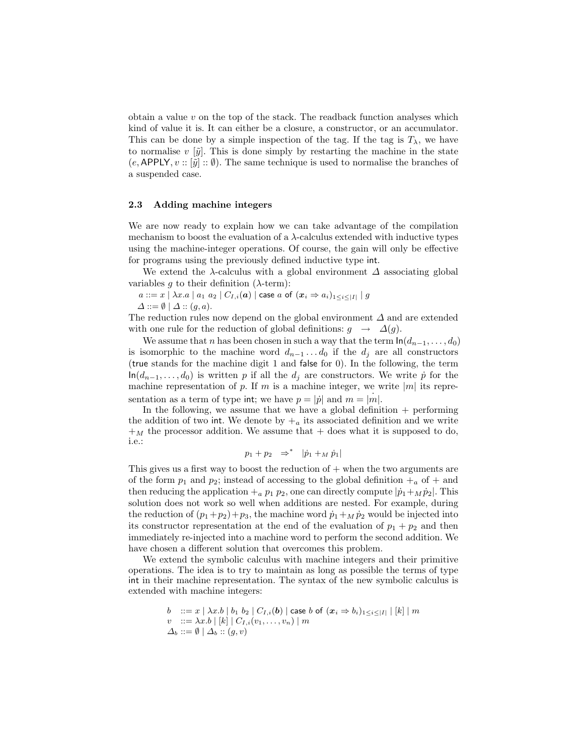obtain a value $v$ on the top of the stack. The readback function analyses which kind of value it is. It can either be a closure, a constructor, or an accumulator. This can be done by a simple inspection of the tag. If the tag is $T_\lambda$, we have to normalise $v\ [\tilde{y}]$. This is done simply by restarting the machine in the state $(e, \mathsf{APPLY}, v :: [\tilde{y}] :: \emptyset)$. The same technique is used to normalise the branches of a suspended case.

### 2.3 Adding machine integers

We are now ready to explain how we can take advantage of the compilation mechanism to boost the evaluation of a $\lambda$-calculus extended with inductive types using the machine-integer operations. Of course, the gain will only be effective for programs using the previously defined inductive type $\mathsf{int}$.

We extend the $\lambda$-calculus with a global environment $\Delta$ associating global variables $g$ to their definition ($\lambda$-term):

$a ::= x \mid \lambda x.a \mid a_1\ a_2 \mid C_{I,i}(\boldsymbol{a}) \mid \mathsf{case}\ a\ \mathsf{of}\ (\boldsymbol{x}_i \Rightarrow a_i)_{1\leq i \leq |I|} \mid g$

$\Delta ::= \emptyset \mid \Delta :: (g, a).$

The reduction rules now depend on the global environment $\Delta$ and are extended with one rule for the reduction of global definitions: $g \quad \rightarrow \quad \Delta(g)$.

We assume that $n$ has been chosen in such a way that the term $\mathsf{In}(d_{n-1}, \ldots, d_0)$ is isomorphic to the machine word $d_{n-1} \ldots d_0$ if the $d_j$ are all constructors ($\mathsf{true}$ stands for the machine digit 1 and $\mathsf{false}$ for 0). In the following, the term $\mathsf{In}(d_{n-1}, \ldots, d_0)$ is written $p$ if all the $d_j$ are constructors. We write $\dot{p}$ for the machine representation of $p$. If $m$ is a machine integer, we write $|m|$ its representation as a term of type $\mathsf{int}$; we have $p = |\dot{p}|$ and $m = \dot{|m|}$.

In the following, we assume that we have a global definition $+$ performing the addition of two $\mathsf{int}$. We denote by $+_a$ its associated definition and we write $+_M$ the processor addition. We assume that $+$ does what it is supposed to do, i.e.:

$$p_1 + p_2 \quad \Rightarrow^* \quad |\dot{p}_1 +_M \dot{p}_1|$$

This gives us a first way to boost the reduction of $+$ when the two arguments are of the form $p_1$ and $p_2$; instead of accessing to the global definition $+_a$ of $+$ and then reducing the application $+_a\ p_1\ p_2$, one can directly compute $|\dot{p}_1 +_M \dot{p}_2|$. This solution does not work so well when additions are nested. For example, during the reduction of $(p_1+p_2)+p_3$, the machine word $\dot{p}_1 +_M \dot{p}_2$ would be injected into its constructor representation at the end of the evaluation of $p_1 + p_2$ and then immediately re-injected into a machine word to perform the second addition. We have chosen a different solution that overcomes this problem.

We extend the symbolic calculus with machine integers and their primitive operations. The idea is to try to maintain as long as possible the terms of type $\mathsf{int}$ in their machine representation. The syntax of the new symbolic calculus is extended with machine integers:

$$\begin{array}{lcl} b & ::= & x \mid \lambda x.b \mid b_1\ b_2 \mid C_{I,i}(\boldsymbol{b}) \mid \mathsf{case}\ b\ \mathsf{of}\ (\boldsymbol{x}_i \Rightarrow b_i)_{1\leq i\leq |I|} \mid [k] \mid m \\ v & ::= & \lambda x.b \mid [k] \mid C_{I,i}(v_1, \ldots, v_n) \mid m \\ \Delta_b & ::= & \emptyset \mid \Delta_b :: (g, v) \end{array}$$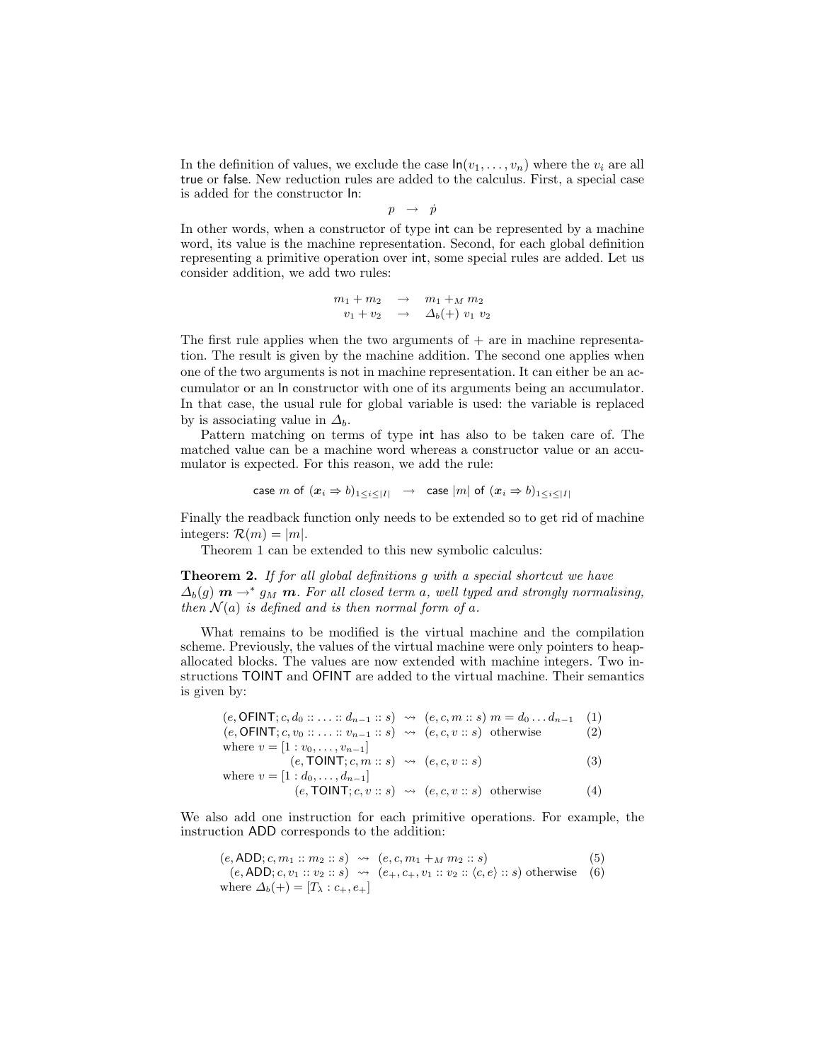In the definition of values, we exclude the case $\mathsf{In}(v_1, \ldots, v_n)$ where the $v_i$ are all $\mathsf{true}$ or $\mathsf{false}$. New reduction rules are added to the calculus. First, a special case is added for the constructor $\mathsf{In}$:

$$p \;\to\; \dot{p}$$

In other words, when a constructor of type $\mathsf{int}$ can be represented by a machine word, its value is the machine representation. Second, for each global definition representing a primitive operation over $\mathsf{int}$, some special rules are added. Let us consider addition, we add two rules:

$$\begin{array}{rcl} m_1 + m_2 & \to & m_1 +_M m_2 \\ v_1 + v_2 & \to & \Delta_b(+)\ v_1\ v_2 \end{array}$$

The first rule applies when the two arguments of $+$ are in machine representation. The result is given by the machine addition. The second one applies when one of the two arguments is not in machine representation. It can either be an accumulator or an $\mathsf{In}$ constructor with one of its arguments being an accumulator. In that case, the usual rule for global variable is used: the variable is replaced by is associating value in $\Delta_b$.

Pattern matching on terms of type $\mathsf{int}$ has also to be taken care of. The matched value can be a machine word whereas a constructor value or an accumulator is expected. For this reason, we add the rule:

$$\mathsf{case}\ m\ \mathsf{of}\ (\boldsymbol{x}_i \Rightarrow b)_{1 \le i \le |I|} \;\to\; \mathsf{case}\ |m|\ \mathsf{of}\ (\boldsymbol{x}_i \Rightarrow b)_{1 \le i \le |I|}$$

Finally the readback function only needs to be extended so to get rid of machine integers: $\mathcal{R}(m) = |m|$.

Theorem 1 can be extended to this new symbolic calculus:

**Theorem 2.** *If for all global definitions $g$ with a special shortcut we have $\Delta_b(g)\ \boldsymbol{m} \to^* g_M\ \boldsymbol{m}$. For all closed term $a$, well typed and strongly normalising, then $\mathcal{N}(a)$ is defined and is then normal form of $a$.*

What remains to be modified is the virtual machine and the compilation scheme. Previously, the values of the virtual machine were only pointers to heap-allocated blocks. The values are now extended with machine integers. Two instructions $\mathsf{TOINT}$ and $\mathsf{OFINT}$ are added to the virtual machine. Their semantics is given by:

$$\begin{array}{rcll} (e, \mathsf{OFINT}; c, d_0 :: \ldots :: d_{n-1} :: s) & \rightsquigarrow & (e, c, m :: s)\ m = d_0 \ldots d_{n-1} & (1) \\ (e, \mathsf{OFINT}; c, v_0 :: \ldots :: v_{n-1} :: s) & \rightsquigarrow & (e, c, v :: s)\ \text{ otherwise} & (2) \\ \text{where } v = [1 : v_0, \ldots, v_{n-1}] & & & \\ (e, \mathsf{TOINT}; c, m :: s) & \rightsquigarrow & (e, c, v :: s) & (3) \\ \text{where } v = [1 : d_0, \ldots, d_{n-1}] & & & \\ (e, \mathsf{TOINT}; c, v :: s) & \rightsquigarrow & (e, c, v :: s)\ \text{ otherwise} & (4) \end{array}$$

We also add one instruction for each primitive operations. For example, the instruction $\mathsf{ADD}$ corresponds to the addition:

$$\begin{array}{rcll} (e, \mathsf{ADD}; c, m_1 :: m_2 :: s) & \rightsquigarrow & (e, c, m_1 +_M m_2 :: s) & (5) \\ (e, \mathsf{ADD}; c, v_1 :: v_2 :: s) & \rightsquigarrow & (e_+, c_+, v_1 :: v_2 :: \langle c, e \rangle :: s)\ \text{otherwise} & (6) \\ \text{where } \Delta_b(+) = [T_\lambda : c_+, e_+] & & & \end{array}$$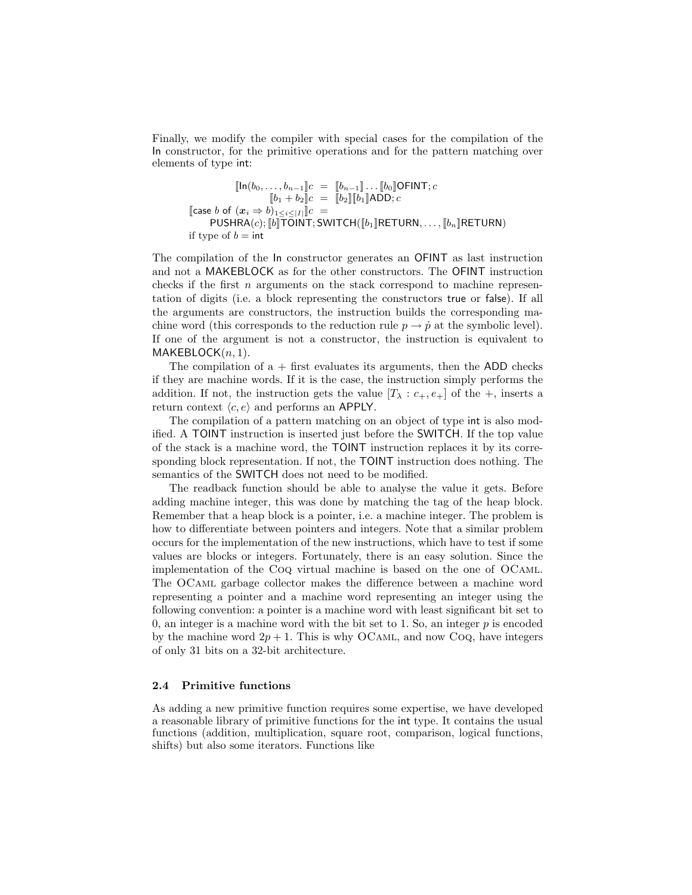Finally, we modify the compiler with special cases for the compilation of the In constructor, for the primitive operations and for the pattern matching over elements of type int:

$$
\begin{array}{rcl}
[\![\mathsf{In}(b_0, \ldots, b_{n-1})]\!]c & = & [\![b_{n-1}]\!] \ldots [\![b_0]\!]\mathsf{OFINT}; c \\
[\![b_1 + b_2]\!]c & = & [\![b_2]\!][\![b_1]\!]\mathsf{ADD}; c \\
[\![\mathsf{case}\ b\ \mathsf{of}\ (\boldsymbol{x}_i \Rightarrow b)_{1 \leq i \leq |I|}]\!]c & = & \\
\multicolumn{3}{l}{\quad \mathsf{PUSHRA}(c); [\![b]\!]\mathsf{TOINT}; \mathsf{SWITCH}([\![b_1]\!]\mathsf{RETURN}, \ldots, [\![b_n]\!]\mathsf{RETURN})} \\
\multicolumn{3}{l}{\text{if type of } b = \mathsf{int}}
\end{array}
$$

The compilation of the In constructor generates an OFINT as last instruction and not a MAKEBLOCK as for the other constructors. The OFINT instruction checks if the first $n$ arguments on the stack correspond to machine representation of digits (i.e. a block representing the constructors true or false). If all the arguments are constructors, the instruction builds the corresponding machine word (this corresponds to the reduction rule $p \to \dot{p}$ at the symbolic level). If one of the argument is not a constructor, the instruction is equivalent to MAKEBLOCK$(n, 1)$.

The compilation of a + first evaluates its arguments, then the ADD checks if they are machine words. If it is the case, the instruction simply performs the addition. If not, the instruction gets the value $[T_\lambda : c_+, e_+]$ of the +, inserts a return context $\langle c, e \rangle$ and performs an APPLY.

The compilation of a pattern matching on an object of type int is also modified. A TOINT instruction is inserted just before the SWITCH. If the top value of the stack is a machine word, the TOINT instruction replaces it by its corresponding block representation. If not, the TOINT instruction does nothing. The semantics of the SWITCH does not need to be modified.

The readback function should be able to analyse the value it gets. Before adding machine integer, this was done by matching the tag of the heap block. Remember that a heap block is a pointer, i.e. a machine integer. The problem is how to differentiate between pointers and integers. Note that a similar problem occurs for the implementation of the new instructions, which have to test if some values are blocks or integers. Fortunately, there is an easy solution. Since the implementation of the Coq virtual machine is based on the one of OCaml. The OCaml garbage collector makes the difference between a machine word representing a pointer and a machine word representing an integer using the following convention: a pointer is a machine word with least significant bit set to 0, an integer is a machine word with the bit set to 1. So, an integer $p$ is encoded by the machine word $2p + 1$. This is why OCaml, and now Coq, have integers of only 31 bits on a 32-bit architecture.

### 2.4 Primitive functions

As adding a new primitive function requires some expertise, we have developed a reasonable library of primitive functions for the int type. It contains the usual functions (addition, multiplication, square root, comparison, logical functions, shifts) but also some iterators. Functions like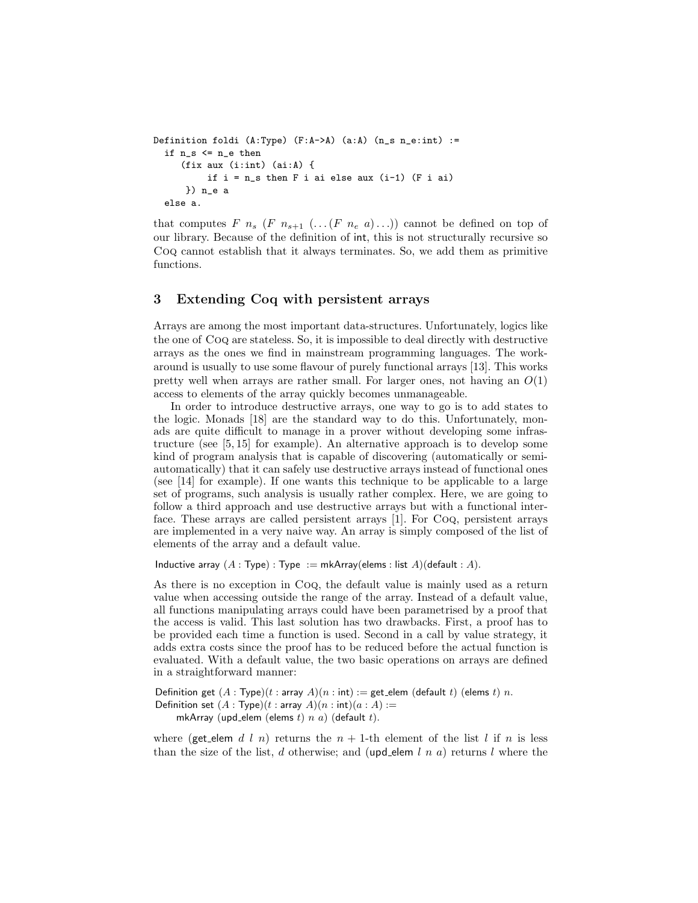```
Definition foldi (A:Type) (F:A->A) (a:A) (n_s n_e:int) :=
  if n_s <= n_e then
     (fix aux (i:int) (ai:A) {
          if i = n_s then F i ai else aux (i-1) (F i ai)
      }) n_e a
  else a.
```

that computes $F\ n_s\ (F\ n_{s+1}\ (\ldots (F\ n_e\ a)\ldots))$ cannot be defined on top of our library. Because of the definition of int, this is not structurally recursive so Coq cannot establish that it always terminates. So, we add them as primitive functions.

## 3 Extending Coq with persistent arrays

Arrays are among the most important data-structures. Unfortunately, logics like the one of Coq are stateless. So, it is impossible to deal directly with destructive arrays as the ones we find in mainstream programming languages. The work-around is usually to use some flavour of purely functional arrays [13]. This works pretty well when arrays are rather small. For larger ones, not having an $O(1)$ access to elements of the array quickly becomes unmanageable.

In order to introduce destructive arrays, one way to go is to add states to the logic. Monads [18] are the standard way to do this. Unfortunately, monads are quite difficult to manage in a prover without developing some infrastructure (see [5, 15] for example). An alternative approach is to develop some kind of program analysis that is capable of discovering (automatically or semi-automatically) that it can safely use destructive arrays instead of functional ones (see [14] for example). If one wants this technique to be applicable to a large set of programs, such analysis is usually rather complex. Here, we are going to follow a third approach and use destructive arrays but with a functional interface. These arrays are called persistent arrays [1]. For Coq, persistent arrays are implemented in a very naive way. An array is simply composed of the list of elements of the array and a default value.

Inductive array $(A : \mathsf{Type}) : \mathsf{Type}$ := mkArray(elems : list $A$)(default : $A$).

As there is no exception in Coq, the default value is mainly used as a return value when accessing outside the range of the array. Instead of a default value, all functions manipulating arrays could have been parametrised by a proof that the access is valid. This last solution has two drawbacks. First, a proof has to be provided each time a function is used. Second in a call by value strategy, it adds extra costs since the proof has to be reduced before the actual function is evaluated. With a default value, the two basic operations on arrays are defined in a straightforward manner:

Definition get $(A : \mathsf{Type})(t : \mathsf{array}\ A)(n : \mathsf{int})$ := get_elem (default $t$) (elems $t$) $n$.
Definition set $(A : \mathsf{Type})(t : \mathsf{array}\ A)(n : \mathsf{int})(a : A)$ :=
    mkArray (upd_elem (elems $t$) $n$ $a$) (default $t$).

where (get_elem $d$ $l$ $n$) returns the $n + 1$-th element of the list $l$ if $n$ is less than the size of the list, $d$ otherwise; and (upd_elem $l$ $n$ $a$) returns $l$ where the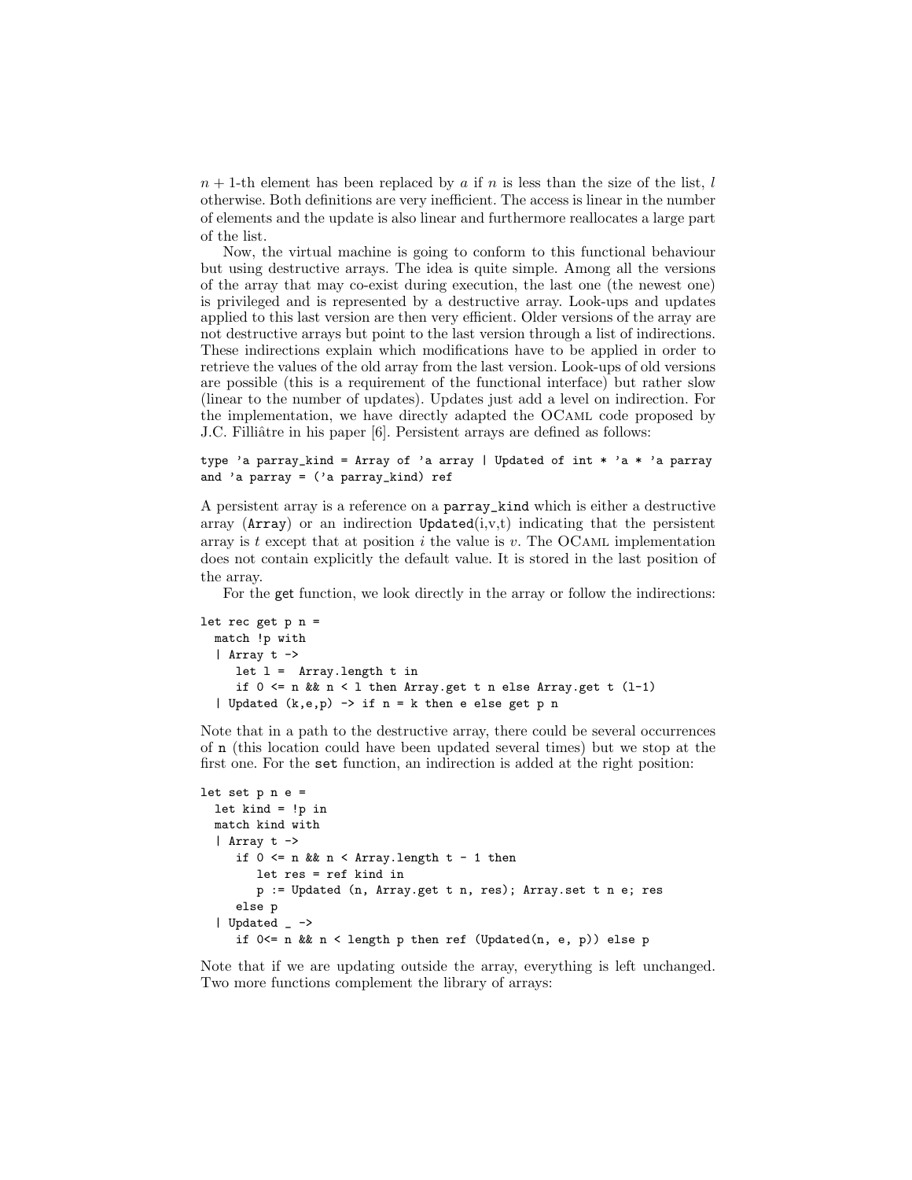$n+1$-th element has been replaced by $a$ if $n$ is less than the size of the list, $l$ otherwise. Both definitions are very inefficient. The access is linear in the number of elements and the update is also linear and furthermore reallocates a large part of the list.

Now, the virtual machine is going to conform to this functional behaviour but using destructive arrays. The idea is quite simple. Among all the versions of the array that may co-exist during execution, the last one (the newest one) is privileged and is represented by a destructive array. Look-ups and updates applied to this last version are then very efficient. Older versions of the array are not destructive arrays but point to the last version through a list of indirections. These indirections explain which modifications have to be applied in order to retrieve the values of the old array from the last version. Look-ups of old versions are possible (this is a requirement of the functional interface) but rather slow (linear to the number of updates). Updates just add a level on indirection. For the implementation, we have directly adapted the OCaml code proposed by J.C. Filliâtre in his paper [6]. Persistent arrays are defined as follows:

```
type 'a parray_kind = Array of 'a array | Updated of int * 'a * 'a parray
and 'a parray = ('a parray_kind) ref
```

A persistent array is a reference on a `parray_kind` which is either a destructive array (`Array`) or an indirection `Updated`(i,v,t) indicating that the persistent array is $t$ except that at position $i$ the value is $v$. The OCaml implementation does not contain explicitly the default value. It is stored in the last position of the array.

For the `get` function, we look directly in the array or follow the indirections:

```
let rec get p n =
  match !p with
  | Array t ->
     let l =  Array.length t in
     if 0 <= n && n < l then Array.get t n else Array.get t (l-1)
  | Updated (k,e,p) -> if n = k then e else get p n
```

Note that in a path to the destructive array, there could be several occurrences of `n` (this location could have been updated several times) but we stop at the first one. For the `set` function, an indirection is added at the right position:

```
let set p n e =
  let kind = !p in
  match kind with
  | Array t ->
     if 0 <= n && n < Array.length t - 1 then
        let res = ref kind in
        p := Updated (n, Array.get t n, res); Array.set t n e; res
     else p
  | Updated _ ->
     if 0<= n && n < length p then ref (Updated(n, e, p)) else p
```

Note that if we are updating outside the array, everything is left unchanged. Two more functions complement the library of arrays: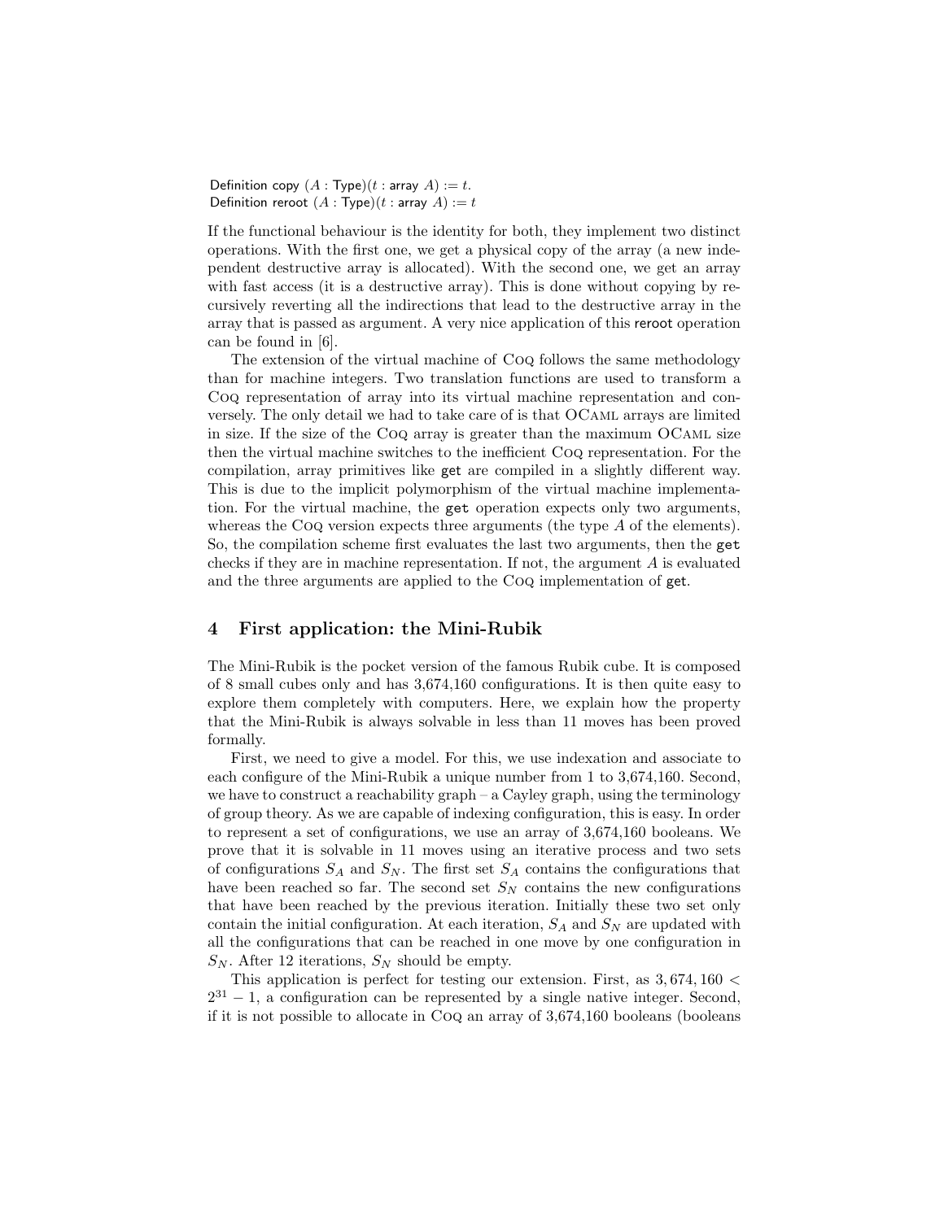```
Definition copy (A : Type)(t : array A) := t.
Definition reroot (A : Type)(t : array A) := t
```

If the functional behaviour is the identity for both, they implement two distinct operations. With the first one, we get a physical copy of the array (a new independent destructive array is allocated). With the second one, we get an array with fast access (it is a destructive array). This is done without copying by recursively reverting all the indirections that lead to the destructive array in the array that is passed as argument. A very nice application of this reroot operation can be found in [6].

The extension of the virtual machine of Coq follows the same methodology than for machine integers. Two translation functions are used to transform a Coq representation of array into its virtual machine representation and conversely. The only detail we had to take care of is that OCaml arrays are limited in size. If the size of the Coq array is greater than the maximum OCaml size then the virtual machine switches to the inefficient Coq representation. For the compilation, array primitives like get are compiled in a slightly different way. This is due to the implicit polymorphism of the virtual machine implementation. For the virtual machine, the `get` operation expects only two arguments, whereas the Coq version expects three arguments (the type $A$ of the elements). So, the compilation scheme first evaluates the last two arguments, then the `get` checks if they are in machine representation. If not, the argument $A$ is evaluated and the three arguments are applied to the Coq implementation of get.

## 4 First application: the Mini-Rubik

The Mini-Rubik is the pocket version of the famous Rubik cube. It is composed of 8 small cubes only and has 3,674,160 configurations. It is then quite easy to explore them completely with computers. Here, we explain how the property that the Mini-Rubik is always solvable in less than 11 moves has been proved formally.

First, we need to give a model. For this, we use indexation and associate to each configure of the Mini-Rubik a unique number from 1 to 3,674,160. Second, we have to construct a reachability graph – a Cayley graph, using the terminology of group theory. As we are capable of indexing configuration, this is easy. In order to represent a set of configurations, we use an array of 3,674,160 booleans. We prove that it is solvable in 11 moves using an iterative process and two sets of configurations $S_A$ and $S_N$. The first set $S_A$ contains the configurations that have been reached so far. The second set $S_N$ contains the new configurations that have been reached by the previous iteration. Initially these two set only contain the initial configuration. At each iteration, $S_A$ and $S_N$ are updated with all the configurations that can be reached in one move by one configuration in $S_N$. After 12 iterations, $S_N$ should be empty.

This application is perfect for testing our extension. First, as $3,674,160 < 2^{31} - 1$, a configuration can be represented by a single native integer. Second, if it is not possible to allocate in Coq an array of 3,674,160 booleans (booleans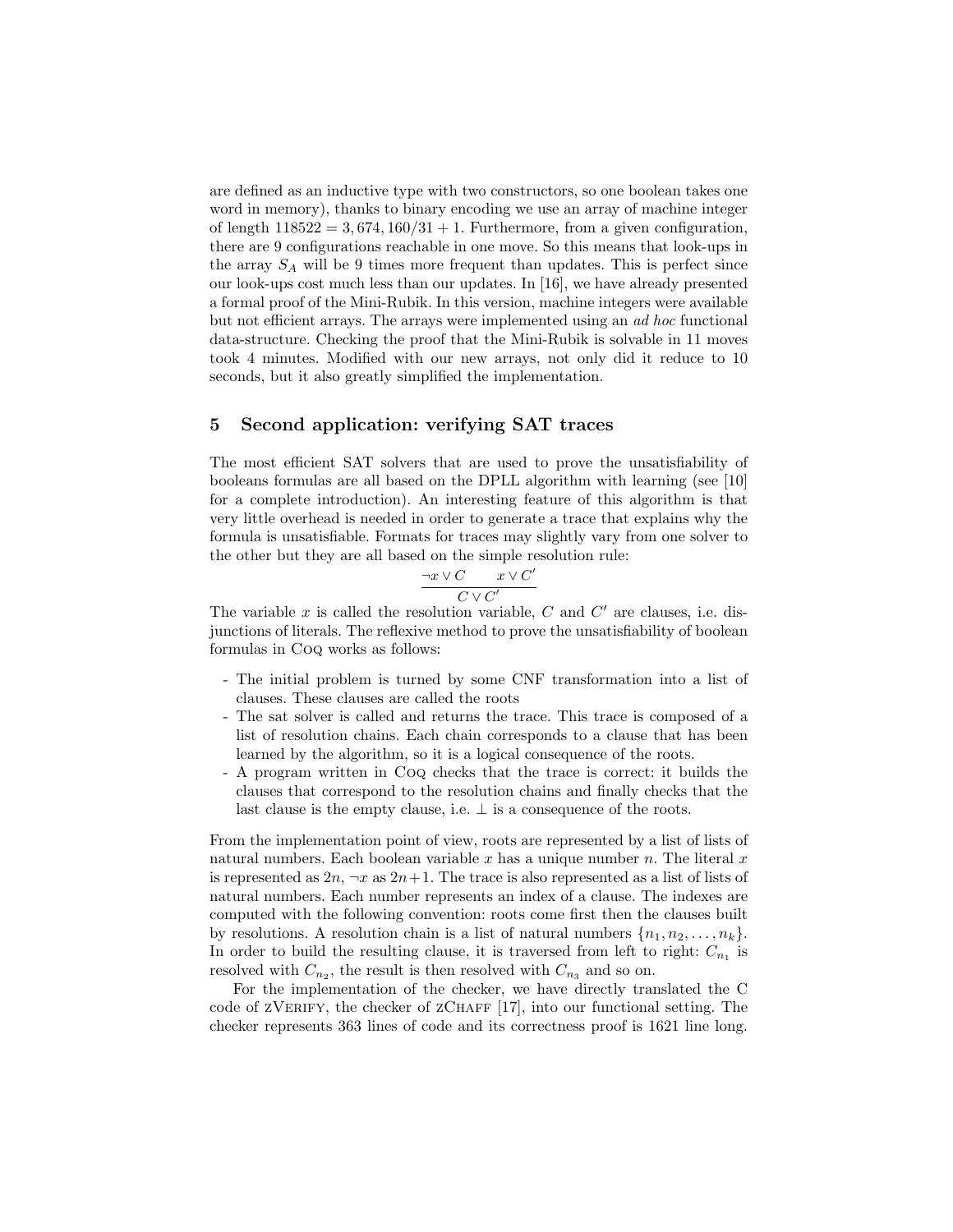are defined as an inductive type with two constructors, so one boolean takes one word in memory), thanks to binary encoding we use an array of machine integer of length $118522 = 3,674,160/31 + 1$. Furthermore, from a given configuration, there are 9 configurations reachable in one move. So this means that look-ups in the array $S_A$ will be 9 times more frequent than updates. This is perfect since our look-ups cost much less than our updates. In [16], we have already presented a formal proof of the Mini-Rubik. In this version, machine integers were available but not efficient arrays. The arrays were implemented using an *ad hoc* functional data-structure. Checking the proof that the Mini-Rubik is solvable in 11 moves took 4 minutes. Modified with our new arrays, not only did it reduce to 10 seconds, but it also greatly simplified the implementation.

## 5 Second application: verifying SAT traces

The most efficient SAT solvers that are used to prove the unsatisfiability of booleans formulas are all based on the DPLL algorithm with learning (see [10] for a complete introduction). An interesting feature of this algorithm is that very little overhead is needed in order to generate a trace that explains why the formula is unsatisfiable. Formats for traces may slightly vary from one solver to the other but they are all based on the simple resolution rule:

$$\frac{\neg x \vee C \qquad x \vee C'}{C \vee C'}$$

The variable $x$ is called the resolution variable, $C$ and $C'$ are clauses, i.e. disjunctions of literals. The reflexive method to prove the unsatisfiability of boolean formulas in Coq works as follows:

- The initial problem is turned by some CNF transformation into a list of clauses. These clauses are called the roots
- The sat solver is called and returns the trace. This trace is composed of a list of resolution chains. Each chain corresponds to a clause that has been learned by the algorithm, so it is a logical consequence of the roots.
- A program written in Coq checks that the trace is correct: it builds the clauses that correspond to the resolution chains and finally checks that the last clause is the empty clause, i.e. $\bot$ is a consequence of the roots.

From the implementation point of view, roots are represented by a list of lists of natural numbers. Each boolean variable $x$ has a unique number $n$. The literal $x$ is represented as $2n$, $\neg x$ as $2n+1$. The trace is also represented as a list of lists of natural numbers. Each number represents an index of a clause. The indexes are computed with the following convention: roots come first then the clauses built by resolutions. A resolution chain is a list of natural numbers $\{n_1, n_2, \ldots, n_k\}$. In order to build the resulting clause, it is traversed from left to right: $C_{n_1}$ is resolved with $C_{n_2}$, the result is then resolved with $C_{n_3}$ and so on.

For the implementation of the checker, we have directly translated the C code of zVerify, the checker of zChaff [17], into our functional setting. The checker represents 363 lines of code and its correctness proof is 1621 line long.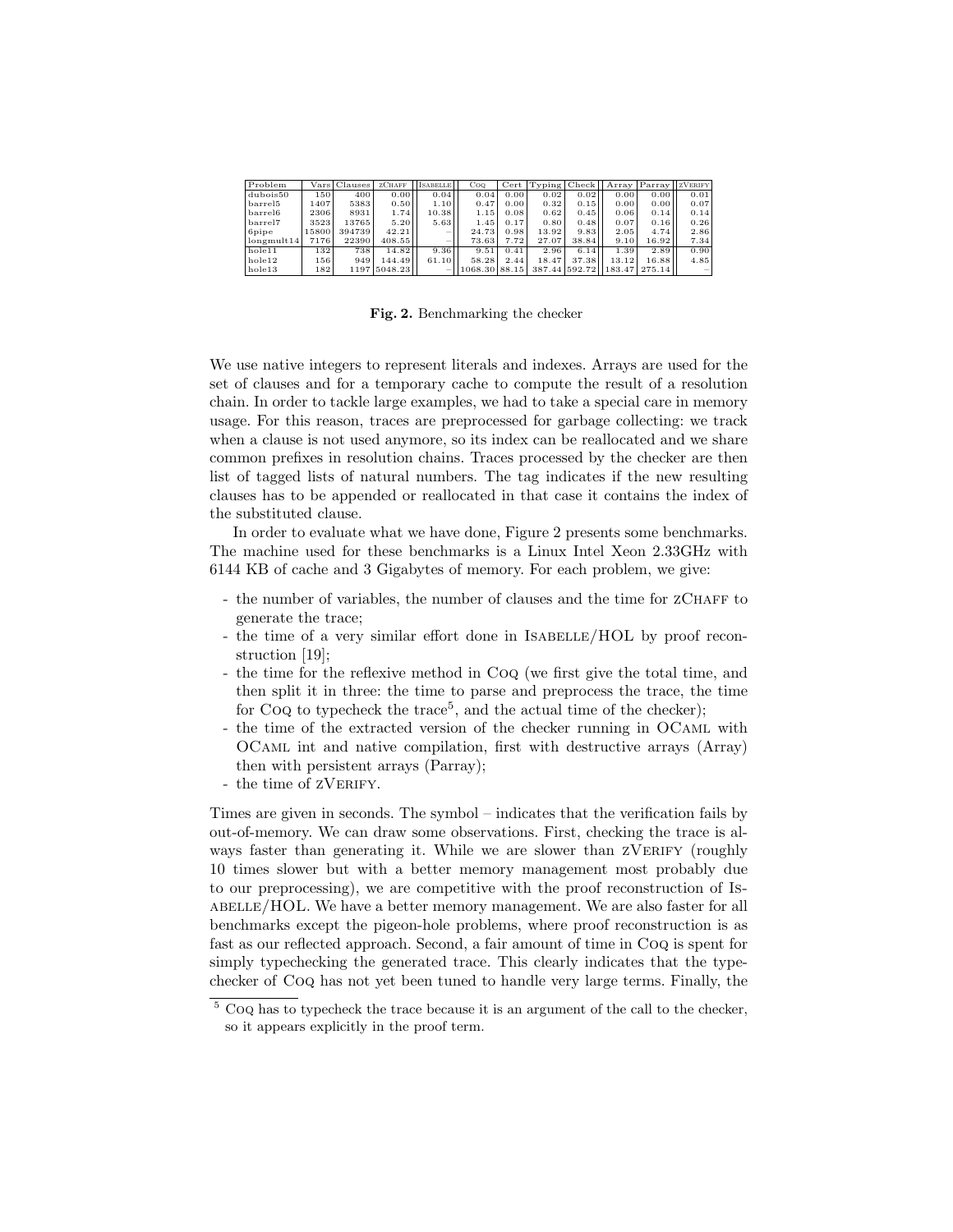| Problem | Vars | Clauses | zChaff | Isabelle | Coq | Cert | Typing | Check | Array | Parray | zVerify |
|---|---|---|---|---|---|---|---|---|---|---|---|
| dubois50 | 150 | 400 | 0.00 | 0.04 | 0.04 | 0.00 | 0.02 | 0.02 | 0.00 | 0.00 | 0.01 |
| barrel5 | 1407 | 5383 | 0.50 | 1.10 | 0.47 | 0.00 | 0.32 | 0.15 | 0.00 | 0.00 | 0.07 |
| barrel6 | 2306 | 8931 | 1.74 | 10.38 | 1.15 | 0.08 | 0.62 | 0.45 | 0.06 | 0.14 | 0.14 |
| barrel7 | 3523 | 13765 | 5.20 | 5.63 | 1.45 | 0.17 | 0.80 | 0.48 | 0.07 | 0.16 | 0.26 |
| 6pipe | 15800 | 394739 | 42.21 | – | 24.73 | 0.98 | 13.92 | 9.83 | 2.05 | 4.74 | 2.86 |
| longmult14 | 7176 | 22390 | 408.55 | – | 73.63 | 7.72 | 27.07 | 38.84 | 9.10 | 16.92 | 7.34 |
| hole11 | 132 | 738 | 14.82 | 9.36 | 9.51 | 0.41 | 2.96 | 6.14 | 1.39 | 2.89 | 0.90 |
| hole12 | 156 | 949 | 144.49 | 61.10 | 58.28 | 2.44 | 18.47 | 37.38 | 13.12 | 16.88 | 4.85 |
| hole13 | 182 | 1197 | 5048.23 | – | 1068.30 | 88.15 | 387.44 | 592.72 | 183.47 | 275.14 | – |

**Fig. 2.** Benchmarking the checker

We use native integers to represent literals and indexes. Arrays are used for the set of clauses and for a temporary cache to compute the result of a resolution chain. In order to tackle large examples, we had to take a special care in memory usage. For this reason, traces are preprocessed for garbage collecting: we track when a clause is not used anymore, so its index can be reallocated and we share common prefixes in resolution chains. Traces processed by the checker are then list of tagged lists of natural numbers. The tag indicates if the new resulting clauses has to be appended or reallocated in that case it contains the index of the substituted clause.

In order to evaluate what we have done, Figure 2 presents some benchmarks. The machine used for these benchmarks is a Linux Intel Xeon 2.33GHz with 6144 KB of cache and 3 Gigabytes of memory. For each problem, we give:

- the number of variables, the number of clauses and the time for zChaff to generate the trace;
- the time of a very similar effort done in Isabelle/HOL by proof reconstruction [19];
- the time for the reflexive method in Coq (we first give the total time, and then split it in three: the time to parse and preprocess the trace, the time for Coq to typecheck the trace[5], and the actual time of the checker);
- the time of the extracted version of the checker running in OCaml with OCaml int and native compilation, first with destructive arrays (Array) then with persistent arrays (Parray);
- the time of zVerify.

Times are given in seconds. The symbol – indicates that the verification fails by out-of-memory. We can draw some observations. First, checking the trace is always faster than generating it. While we are slower than zVerify (roughly 10 times slower but with a better memory management most probably due to our preprocessing), we are competitive with the proof reconstruction of Isabelle/HOL. We have a better memory management. We are also faster for all benchmarks except the pigeon-hole problems, where proof reconstruction is as fast as our reflected approach. Second, a fair amount of time in Coq is spent for simply typechecking the generated trace. This clearly indicates that the typechecker of Coq has not yet been tuned to handle very large terms. Finally, the

[5] Coq has to typecheck the trace because it is an argument of the call to the checker, so it appears explicitly in the proof term.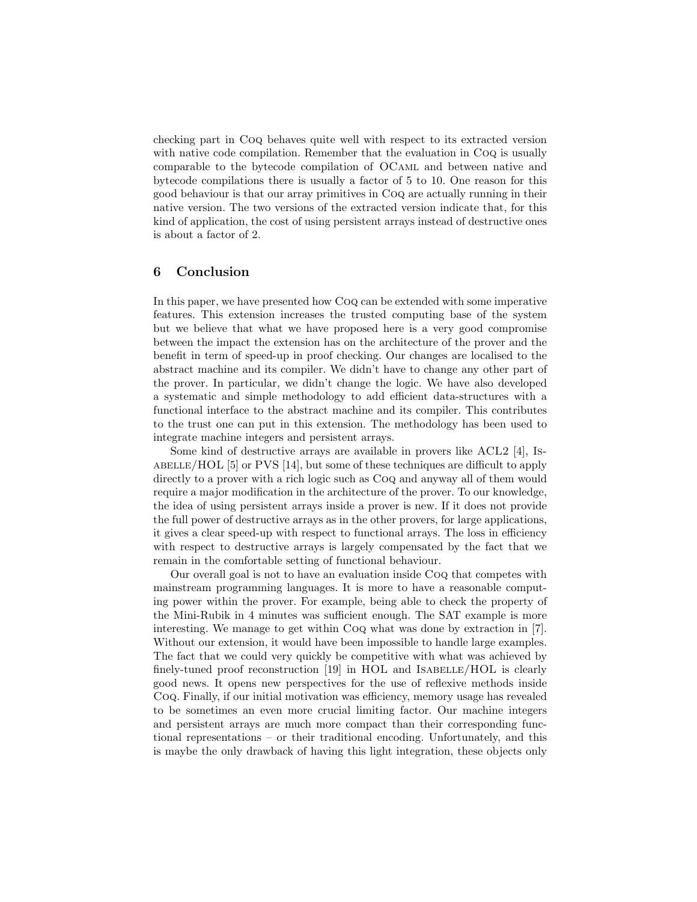checking part in Coq behaves quite well with respect to its extracted version with native code compilation. Remember that the evaluation in Coq is usually comparable to the bytecode compilation of OCaml and between native and bytecode compilations there is usually a factor of 5 to 10. One reason for this good behaviour is that our array primitives in Coq are actually running in their native version. The two versions of the extracted version indicate that, for this kind of application, the cost of using persistent arrays instead of destructive ones is about a factor of 2.

## 6 Conclusion

In this paper, we have presented how Coq can be extended with some imperative features. This extension increases the trusted computing base of the system but we believe that what we have proposed here is a very good compromise between the impact the extension has on the architecture of the prover and the benefit in term of speed-up in proof checking. Our changes are localised to the abstract machine and its compiler. We didn't have to change any other part of the prover. In particular, we didn't change the logic. We have also developed a systematic and simple methodology to add efficient data-structures with a functional interface to the abstract machine and its compiler. This contributes to the trust one can put in this extension. The methodology has been used to integrate machine integers and persistent arrays.

Some kind of destructive arrays are available in provers like ACL2 [4], Isabelle/HOL [5] or PVS [14], but some of these techniques are difficult to apply directly to a prover with a rich logic such as Coq and anyway all of them would require a major modification in the architecture of the prover. To our knowledge, the idea of using persistent arrays inside a prover is new. If it does not provide the full power of destructive arrays as in the other provers, for large applications, it gives a clear speed-up with respect to functional arrays. The loss in efficiency with respect to destructive arrays is largely compensated by the fact that we remain in the comfortable setting of functional behaviour.

Our overall goal is not to have an evaluation inside Coq that competes with mainstream programming languages. It is more to have a reasonable computing power within the prover. For example, being able to check the property of the Mini-Rubik in 4 minutes was sufficient enough. The SAT example is more interesting. We manage to get within Coq what was done by extraction in [7]. Without our extension, it would have been impossible to handle large examples. The fact that we could very quickly be competitive with what was achieved by finely-tuned proof reconstruction [19] in HOL and Isabelle/HOL is clearly good news. It opens new perspectives for the use of reflexive methods inside Coq. Finally, if our initial motivation was efficiency, memory usage has revealed to be sometimes an even more crucial limiting factor. Our machine integers and persistent arrays are much more compact than their corresponding functional representations – or their traditional encoding. Unfortunately, and this is maybe the only drawback of having this light integration, these objects only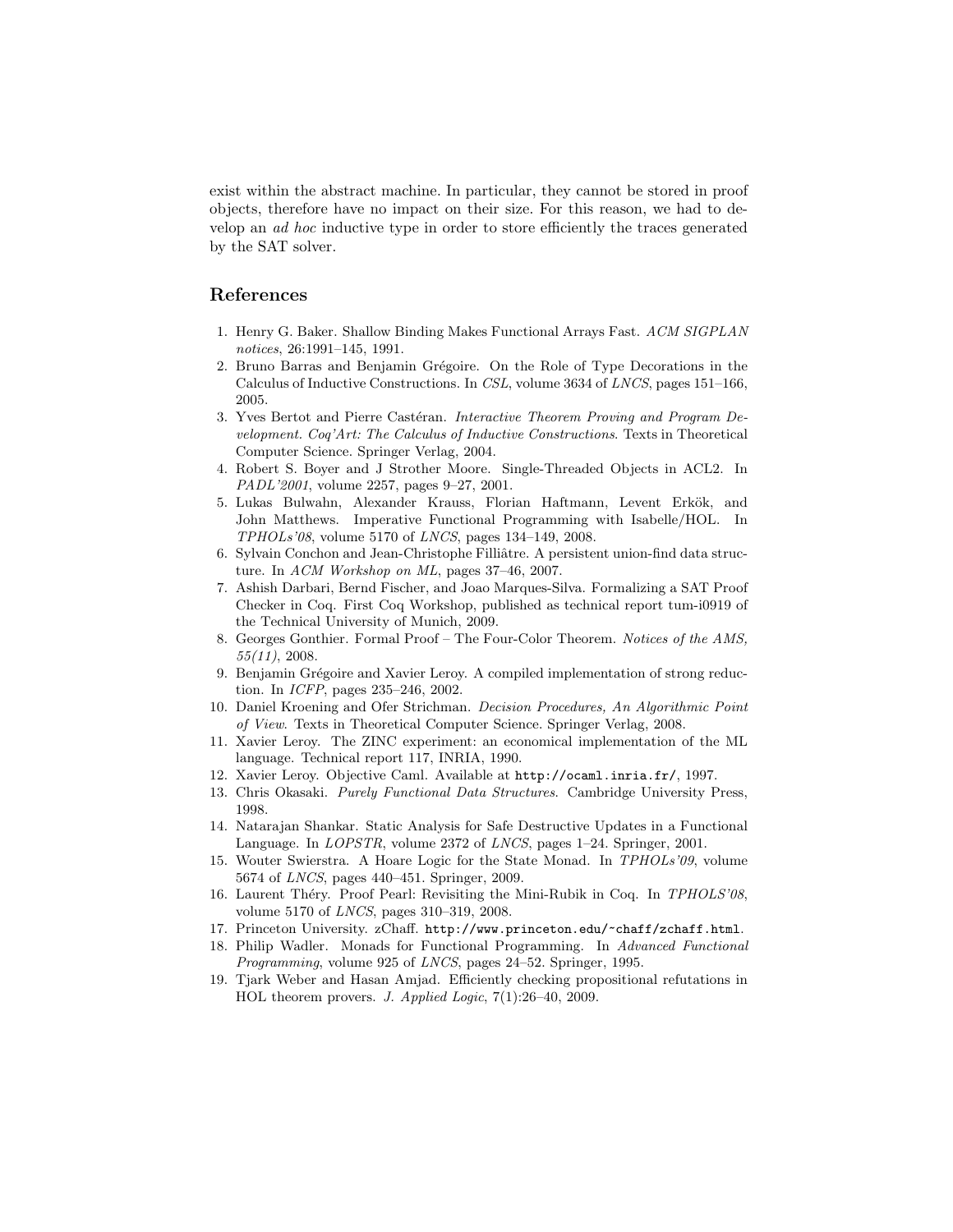exist within the abstract machine. In particular, they cannot be stored in proof objects, therefore have no impact on their size. For this reason, we had to develop an *ad hoc* inductive type in order to store efficiently the traces generated by the SAT solver.

## References

1. Henry G. Baker. Shallow Binding Makes Functional Arrays Fast. *ACM SIGPLAN notices*, 26:1991–145, 1991.
2. Bruno Barras and Benjamin Grégoire. On the Role of Type Decorations in the Calculus of Inductive Constructions. In *CSL*, volume 3634 of *LNCS*, pages 151–166, 2005.
3. Yves Bertot and Pierre Castéran. *Interactive Theorem Proving and Program Development. Coq'Art: The Calculus of Inductive Constructions*. Texts in Theoretical Computer Science. Springer Verlag, 2004.
4. Robert S. Boyer and J Strother Moore. Single-Threaded Objects in ACL2. In *PADL'2001*, volume 2257, pages 9–27, 2001.
5. Lukas Bulwahn, Alexander Krauss, Florian Haftmann, Levent Erkök, and John Matthews. Imperative Functional Programming with Isabelle/HOL. In *TPHOLs'08*, volume 5170 of *LNCS*, pages 134–149, 2008.
6. Sylvain Conchon and Jean-Christophe Filliâtre. A persistent union-find data structure. In *ACM Workshop on ML*, pages 37–46, 2007.
7. Ashish Darbari, Bernd Fischer, and Joao Marques-Silva. Formalizing a SAT Proof Checker in Coq. First Coq Workshop, published as technical report tum-i0919 of the Technical University of Munich, 2009.
8. Georges Gonthier. Formal Proof – The Four-Color Theorem. *Notices of the AMS, 55(11)*, 2008.
9. Benjamin Grégoire and Xavier Leroy. A compiled implementation of strong reduction. In *ICFP*, pages 235–246, 2002.
10. Daniel Kroening and Ofer Strichman. *Decision Procedures, An Algorithmic Point of View*. Texts in Theoretical Computer Science. Springer Verlag, 2008.
11. Xavier Leroy. The ZINC experiment: an economical implementation of the ML language. Technical report 117, INRIA, 1990.
12. Xavier Leroy. Objective Caml. Available at `http://ocaml.inria.fr/`, 1997.
13. Chris Okasaki. *Purely Functional Data Structures*. Cambridge University Press, 1998.
14. Natarajan Shankar. Static Analysis for Safe Destructive Updates in a Functional Language. In *LOPSTR*, volume 2372 of *LNCS*, pages 1–24. Springer, 2001.
15. Wouter Swierstra. A Hoare Logic for the State Monad. In *TPHOLs'09*, volume 5674 of *LNCS*, pages 440–451. Springer, 2009.
16. Laurent Théry. Proof Pearl: Revisiting the Mini-Rubik in Coq. In *TPHOLS'08*, volume 5170 of *LNCS*, pages 310–319, 2008.
17. Princeton University. zChaff. `http://www.princeton.edu/~chaff/zchaff.html`.
18. Philip Wadler. Monads for Functional Programming. In *Advanced Functional Programming*, volume 925 of *LNCS*, pages 24–52. Springer, 1995.
19. Tjark Weber and Hasan Amjad. Efficiently checking propositional refutations in HOL theorem provers. *J. Applied Logic*, 7(1):26–40, 2009.